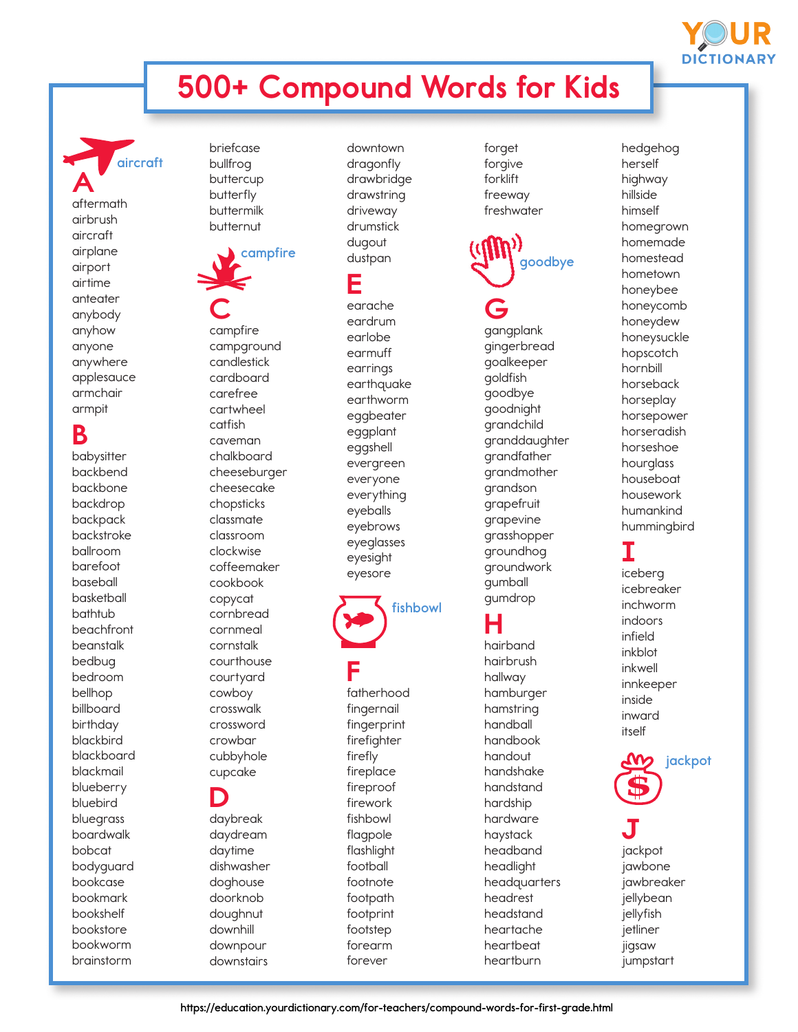# 500+ Compound Words for Kids

aircraft

## A

aftermath
airbrush
aircraft
airplane
airport
airtime
anteater
anybody
anyhow
anyone
anywhere
applesauce
armchair
armpit

## B

babysitter
backbend
backbone
backdrop
backpack
backstroke
ballroom
barefoot
baseball
basketball
bathtub
beachfront
beanstalk
bedbug
bedroom
bellhop
billboard
birthday
blackbird
blackboard
blackmail
blueberry
bluebird
bluegrass
boardwalk
bobcat
bodyguard
bookcase
bookmark
bookshelf
bookstore
bookworm
brainstorm
briefcase
bullfrog
buttercup
butterfly
buttermilk
butternut

campfire

## C

campfire
campground
candlestick
cardboard
carefree
cartwheel
catfish
caveman
chalkboard
cheeseburger
cheesecake
chopsticks
classmate
classroom
clockwise
coffeemaker
cookbook
copycat
cornbread
cornmeal
cornstalk
courthouse
courtyard
cowboy
crosswalk
crossword
crowbar
cubbyhole
cupcake

## D

daybreak
daydream
daytime
dishwasher
doghouse
doorknob
doughnut
downhill
downpour
downstairs
downtown
dragonfly
drawbridge
drawstring
driveway
drumstick
dugout
dustpan

## E

earache
eardrum
earlobe
earmuff
earrings
earthquake
earthworm
eggbeater
eggplant
eggshell
evergreen
everyone
everything
eyeballs
eyebrows
eyeglasses
eyesight
eyesore

fishbowl

## F

fatherhood
fingernail
fingerprint
firefighter
firefly
fireplace
fireproof
firework
fishbowl
flagpole
flashlight
football
footnote
footpath
footprint
footstep
forearm
forever
forget
forgive
forklift
freeway
freshwater

goodbye

## G

gangplank
gingerbread
goalkeeper
goldfish
goodbye
goodnight
grandchild
granddaughter
grandfather
grandmother
grandson
grapefruit
grapevine
grasshopper
groundhog
groundwork
gumball
gumdrop

## H

hairband
hairbrush
hallway
hamburger
hamstring
handball
handbook
handout
handshake
handstand
hardship
hardware
haystack
headband
headlight
headquarters
headrest
headstand
heartache
heartbeat
heartburn
hedgehog
herself
highway
hillside
himself
homegrown
homemade
homestead
hometown
honeybee
honeycomb
honeydew
honeysuckle
hopscotch
hornbill
horseback
horseplay
horsepower
horseradish
horseshoe
hourglass
houseboat
housework
humankind
hummingbird

## I

iceberg
icebreaker
inchworm
indoors
infield
inkblot
inkwell
innkeeper
inside
inward
itself

jackpot

## J

jackpot
jawbone
jawbreaker
jellybean
jellyfish
jetliner
jigsaw
jumpstart

https://education.yourdictionary.com/for-teachers/compound-words-for-first-grade.html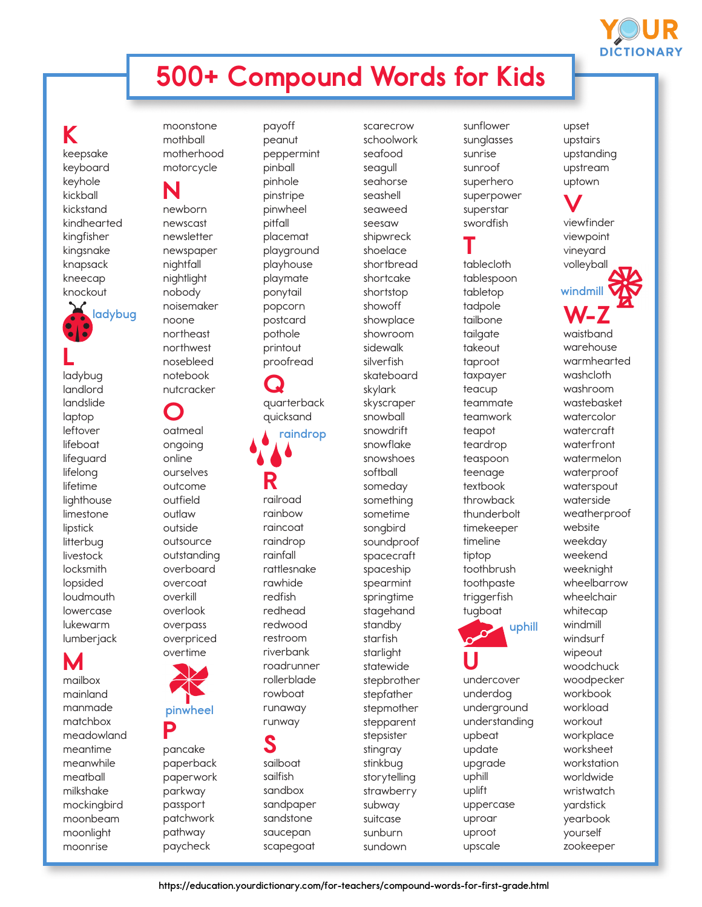# 500+ Compound Words for Kids

## K

keepsake
keyboard
keyhole
kickball
kickstand
kindhearted
kingfisher
kingsnake
knapsack
kneecap
knockout

ladybug

## L

ladybug
landlord
landslide
laptop
leftover
lifeboat
lifeguard
lifelong
lifetime
lighthouse
limestone
lipstick
litterbug
livestock
locksmith
lopsided
loudmouth
lowercase
lukewarm
lumberjack

## M

mailbox
mainland
manmade
matchbox
meadowland
meantime
meanwhile
meatball
milkshake
mockingbird
moonbeam
moonlight
moonrise
moonstone
mothball
motherhood
motorcycle

## N

newborn
newscast
newsletter
newspaper
nightfall
nightlight
nobody
noisemaker
noone
northeast
northwest
nosebleed
notebook
nutcracker

## O

oatmeal
ongoing
online
ourselves
outcome
outfield
outlaw
outside
outsource
outstanding
overboard
overcoat
overkill
overlook
overpass
overpriced
overtime

pinwheel

## P

pancake
paperback
paperwork
parkway
passport
patchwork
pathway
paycheck
payoff
peanut
peppermint
pinball
pinhole
pinstripe
pinwheel
pitfall
placemat
playground
playhouse
playmate
ponytail
popcorn
postcard
pothole
printout
proofread

## Q

quarterback
quicksand

raindrop

## R

railroad
rainbow
raincoat
raindrop
rainfall
rattlesnake
rawhide
redfish
redhead
redwood
restroom
riverbank
roadrunner
rollerblade
rowboat
runaway
runway

## S

sailboat
sailfish
sandbox
sandpaper
sandstone
saucepan
scapegoat
scarecrow
schoolwork
seafood
seagull
seahorse
seashell
seaweed
seesaw
shipwreck
shoelace
shortbread
shortcake
shortstop
showoff
showplace
showroom
sidewalk
silverfish
skateboard
skylark
skyscraper
snowball
snowdrift
snowflake
snowshoes
softball
someday
something
sometime
songbird
soundproof
spacecraft
spaceship
spearmint
springtime
stagehand
standby
starfish
starlight
statewide
stepbrother
stepfather
stepmother
stepparent
stepsister
stingray
stinkbug
storytelling
strawberry
subway
suitcase
sunburn
sundown
sunflower
sunglasses
sunrise
sunroof
superhero
superpower
superstar
swordfish

## T

tablecloth
tablespoon
tabletop
tadpole
tailbone
tailgate
takeout
taproot
taxpayer
teacup
teammate
teamwork
teapot
teardrop
teaspoon
teenage
textbook
throwback
thunderbolt
timekeeper
timeline
tiptop
toothbrush
toothpaste
triggerfish
tugboat

uphill

## U

undercover
underdog
underground
understanding
upbeat
update
upgrade
uphill
uplift
uppercase
uproar
uproot
upscale
upset
upstairs
upstanding
upstream
uptown

## V

viewfinder
viewpoint
vineyard
volleyball

windmill

## W-Z

waistband
warehouse
warmhearted
washcloth
washroom
wastebasket
watercolor
watercraft
waterfront
watermelon
waterproof
waterspout
waterside
weatherproof
website
weekday
weekend
weeknight
wheelbarrow
wheelchair
whitecap
windmill
windsurf
wipeout
woodchuck
woodpecker
workbook
workload
workout
workplace
worksheet
workstation
worldwide
wristwatch
yardstick
yearbook
yourself
zookeeper

https://education.yourdictionary.com/for-teachers/compound-words-for-first-grade.html